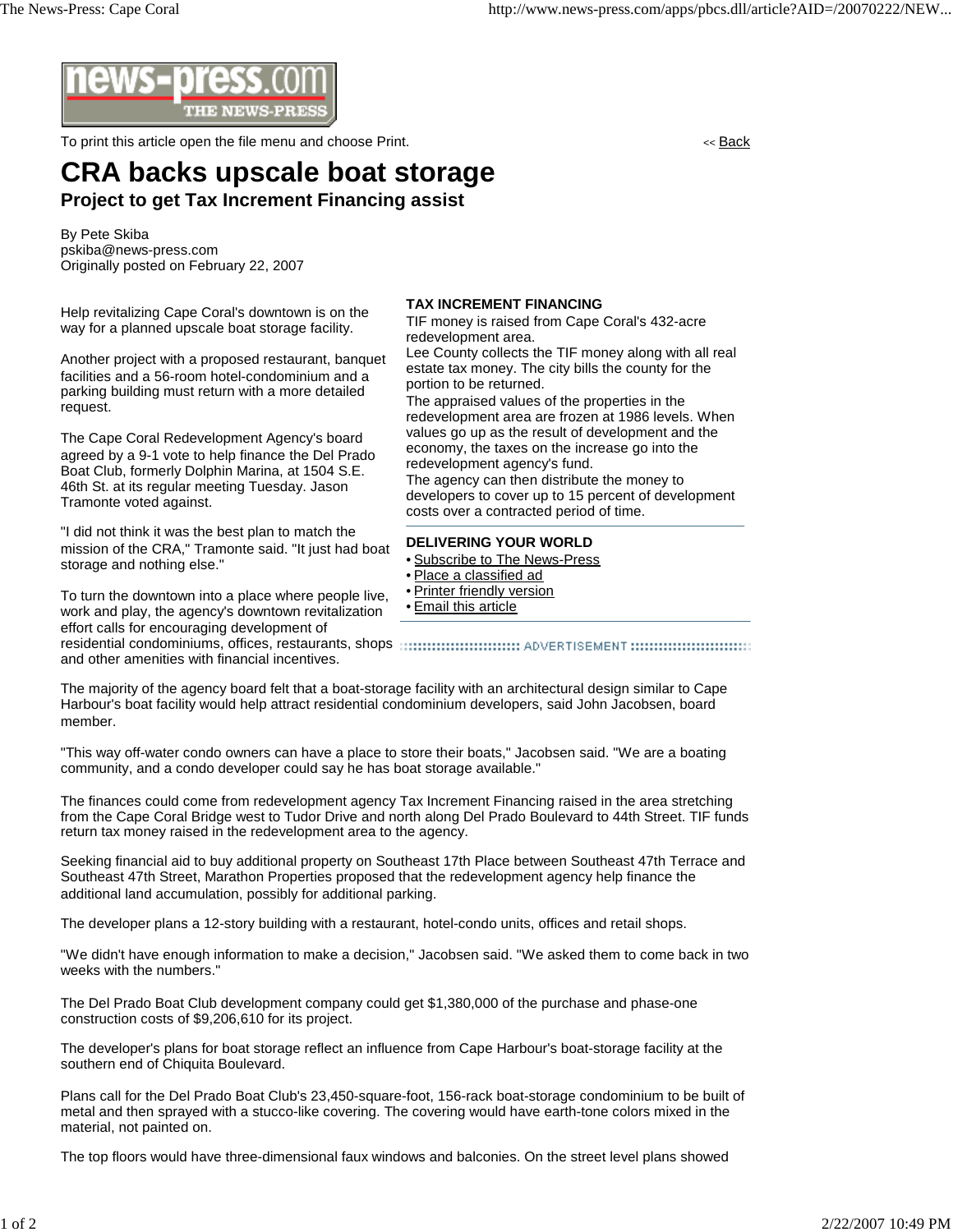To print this article open the file menu and choose Print.

<< Back

# CRA backs upscale boat storage

## Project to get Tax Increment Financing assist

By Pete Skiba
pskiba@news-press.com
Originally posted on February 22, 2007

Help revitalizing Cape Coral's downtown is on the way for a planned upscale boat storage facility.

Another project with a proposed restaurant, banquet facilities and a 56-room hotel-condominium and a parking building must return with a more detailed request.

The Cape Coral Redevelopment Agency's board agreed by a 9-1 vote to help finance the Del Prado Boat Club, formerly Dolphin Marina, at 1504 S.E. 46th St. at its regular meeting Tuesday. Jason Tramonte voted against.

"I did not think it was the best plan to match the mission of the CRA," Tramonte said. "It just had boat storage and nothing else."

To turn the downtown into a place where people live, work and play, the agency's downtown revitalization effort calls for encouraging development of residential condominiums, offices, restaurants, shops and other amenities with financial incentives.

**TAX INCREMENT FINANCING**

TIF money is raised from Cape Coral's 432-acre redevelopment area.

Lee County collects the TIF money along with all real estate tax money. The city bills the county for the portion to be returned.

The appraised values of the properties in the redevelopment area are frozen at 1986 levels. When values go up as the result of development and the economy, the taxes on the increase go into the redevelopment agency's fund.

The agency can then distribute the money to developers to cover up to 15 percent of development costs over a contracted period of time.

**DELIVERING YOUR WORLD**

- Subscribe to The News-Press
- Place a classified ad
- Printer friendly version
- Email this article

ADVERTISEMENT

The majority of the agency board felt that a boat-storage facility with an architectural design similar to Cape Harbour's boat facility would help attract residential condominium developers, said John Jacobsen, board member.

"This way off-water condo owners can have a place to store their boats," Jacobsen said. "We are a boating community, and a condo developer could say he has boat storage available."

The finances could come from redevelopment agency Tax Increment Financing raised in the area stretching from the Cape Coral Bridge west to Tudor Drive and north along Del Prado Boulevard to 44th Street. TIF funds return tax money raised in the redevelopment area to the agency.

Seeking financial aid to buy additional property on Southeast 17th Place between Southeast 47th Terrace and Southeast 47th Street, Marathon Properties proposed that the redevelopment agency help finance the additional land accumulation, possibly for additional parking.

The developer plans a 12-story building with a restaurant, hotel-condo units, offices and retail shops.

"We didn't have enough information to make a decision," Jacobsen said. "We asked them to come back in two weeks with the numbers."

The Del Prado Boat Club development company could get $1,380,000 of the purchase and phase-one construction costs of $9,206,610 for its project.

The developer's plans for boat storage reflect an influence from Cape Harbour's boat-storage facility at the southern end of Chiquita Boulevard.

Plans call for the Del Prado Boat Club's 23,450-square-foot, 156-rack boat-storage condominium to be built of metal and then sprayed with a stucco-like covering. The covering would have earth-tone colors mixed in the material, not painted on.

The top floors would have three-dimensional faux windows and balconies. On the street level plans showed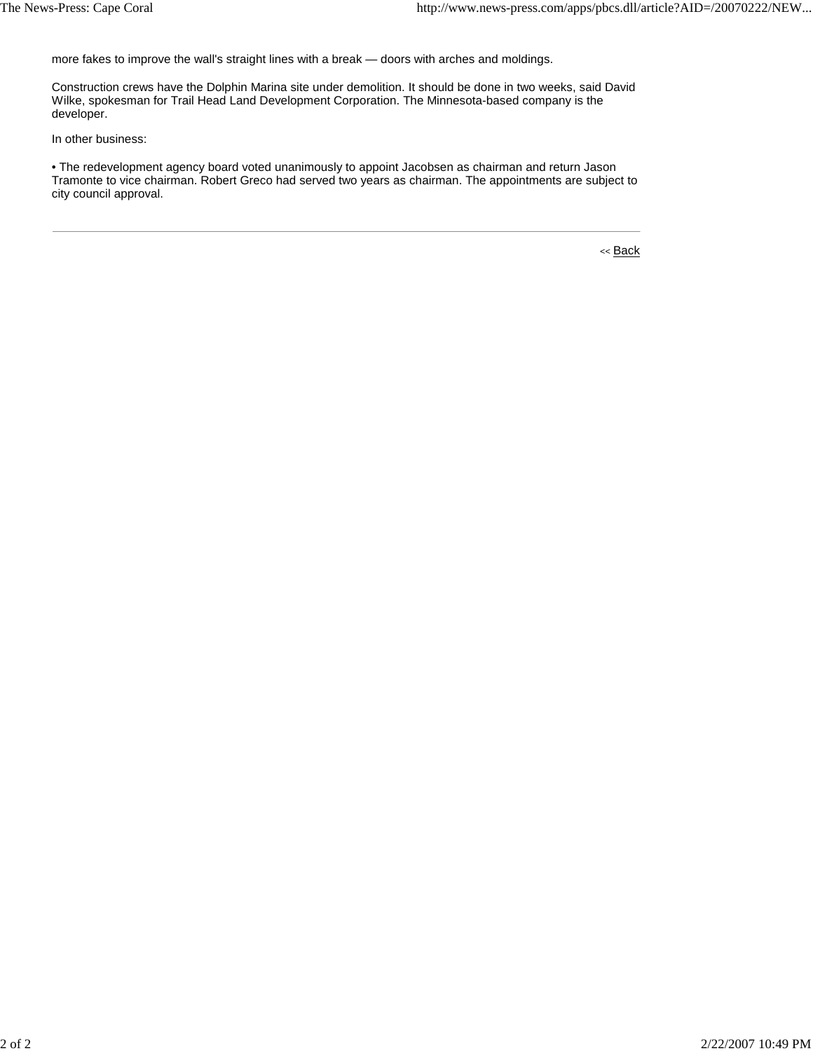more fakes to improve the wall's straight lines with a break — doors with arches and moldings.

Construction crews have the Dolphin Marina site under demolition. It should be done in two weeks, said David Wilke, spokesman for Trail Head Land Development Corporation. The Minnesota-based company is the developer.

In other business:

• The redevelopment agency board voted unanimously to appoint Jacobsen as chairman and return Jason Tramonte to vice chairman. Robert Greco had served two years as chairman. The appointments are subject to city council approval.

---

<< Back